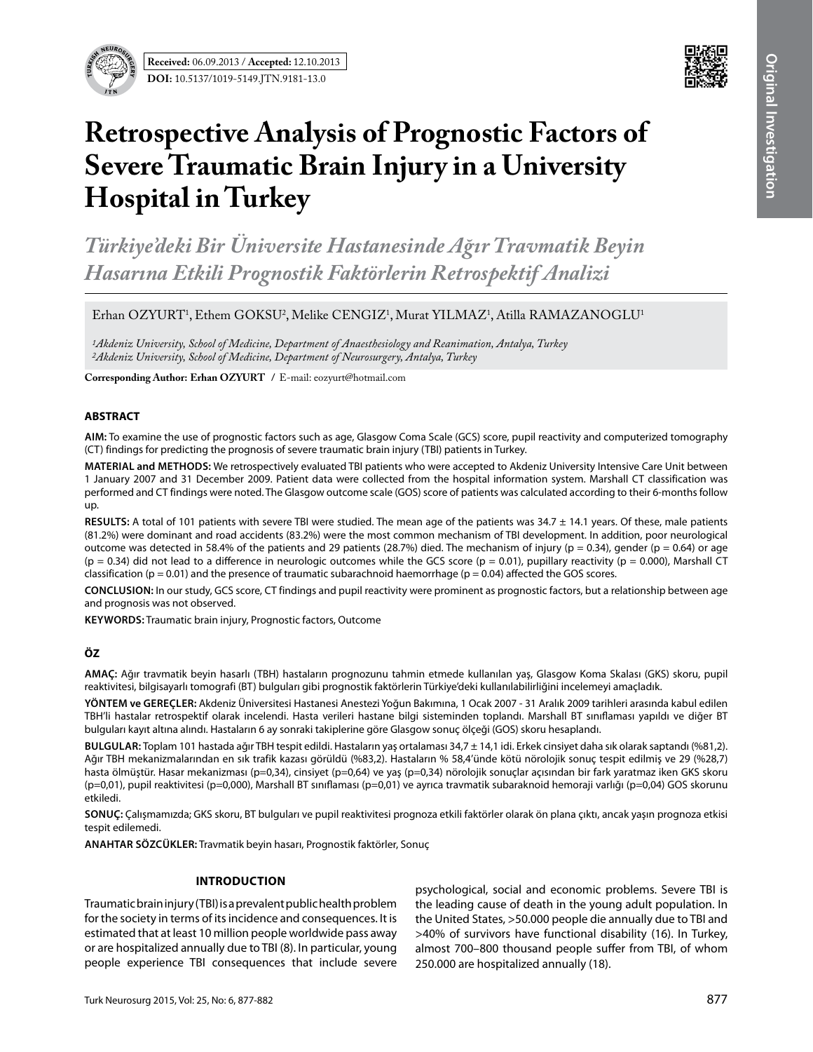Received: 06.09.2013 / Accepted: 12.10.2013

DOI: 10.5137/1019-5149.JTN.9181-13.0

Original Investigation

# Retrospective Analysis of Prognostic Factors of Severe Traumatic Brain Injury in a University Hospital in Turkey

*Türkiye'deki Bir Üniversite Hastanesinde Ağır Travmatik Beyin Hasarına Etkili Prognostik Faktörlerin Retrospektif Analizi*

Erhan OZYURT[1], Ethem GOKSU[2], Melike CENGIZ[1], Murat YILMAZ[1], Atilla RAMAZANOGLU[1]

*[1]Akdeniz University, School of Medicine, Department of Anaesthesiology and Reanimation, Antalya, Turkey*
*[2]Akdeniz University, School of Medicine, Department of Neurosurgery, Antalya, Turkey*

**Corresponding Author: Erhan OZYURT** / E-mail: eozyurt@hotmail.com

## ABSTRACT

**AIM:** To examine the use of prognostic factors such as age, Glasgow Coma Scale (GCS) score, pupil reactivity and computerized tomography (CT) findings for predicting the prognosis of severe traumatic brain injury (TBI) patients in Turkey.

**MATERIAL and METHODS:** We retrospectively evaluated TBI patients who were accepted to Akdeniz University Intensive Care Unit between 1 January 2007 and 31 December 2009. Patient data were collected from the hospital information system. Marshall CT classification was performed and CT findings were noted. The Glasgow outcome scale (GOS) score of patients was calculated according to their 6-months follow up.

**RESULTS:** A total of 101 patients with severe TBI were studied. The mean age of the patients was 34.7 ± 14.1 years. Of these, male patients (81.2%) were dominant and road accidents (83.2%) were the most common mechanism of TBI development. In addition, poor neurological outcome was detected in 58.4% of the patients and 29 patients (28.7%) died. The mechanism of injury (p = 0.34), gender (p = 0.64) or age (p = 0.34) did not lead to a difference in neurologic outcomes while the GCS score (p = 0.01), pupillary reactivity (p = 0.000), Marshall CT classification (p = 0.01) and the presence of traumatic subarachnoid haemorrhage (p = 0.04) affected the GOS scores.

**CONCLUSION:** In our study, GCS score, CT findings and pupil reactivity were prominent as prognostic factors, but a relationship between age and prognosis was not observed.

**KEYWORDS:** Traumatic brain injury, Prognostic factors, Outcome

## ÖZ

**AMAÇ:** Ağır travmatik beyin hasarlı (TBH) hastaların prognozunu tahmin etmede kullanılan yaş, Glasgow Koma Skalası (GKS) skoru, pupil reaktivitesi, bilgisayarlı tomografi (BT) bulguları gibi prognostik faktörlerin Türkiye'deki kullanılabilirliğini incelemeyi amaçladık.

**YÖNTEM ve GEREÇLER:** Akdeniz Üniversitesi Hastanesi Anestezi Yoğun Bakımına, 1 Ocak 2007 - 31 Aralık 2009 tarihleri arasında kabul edilen TBH'li hastalar retrospektif olarak incelendi. Hasta verileri hastane bilgi sisteminden toplandı. Marshall BT sınıflaması yapıldı ve diğer BT bulguları kayıt altına alındı. Hastaların 6 ay sonraki takiplerine göre Glasgow sonuç ölçeği (GOS) skoru hesaplandı.

**BULGULAR:** Toplam 101 hastada ağır TBH tespit edildi. Hastaların yaş ortalaması 34,7 ± 14,1 idi. Erkek cinsiyet daha sık olarak saptandı (%81,2). Ağır TBH mekanizmalarından en sık trafik kazası görüldü (%83,2). Hastaların % 58,4'ünde kötü nörolojik sonuç tespit edilmiş ve 29 (%28,7) hasta ölmüştür. Hasar mekanizması (p=0,34), cinsiyet (p=0,64) ve yaş (p=0,34) nörolojik sonuçlar açısından bir fark yaratmaz iken GKS skoru (p=0,01), pupil reaktivitesi (p=0,000), Marshall BT sınıflaması (p=0,01) ve ayrıca travmatik subaraknoid hemoraji varlığı (p=0,04) GOS skorunu etkiledi.

**SONUÇ:** Çalışmamızda; GKS skoru, BT bulguları ve pupil reaktivitesi prognoza etkili faktörler olarak ön plana çıktı, ancak yaşın prognoza etkisi tespit edilemedi.

**ANAHTAR SÖZCÜKLER:** Travmatik beyin hasarı, Prognostik faktörler, Sonuç

## INTRODUCTION

Traumatic brain injury (TBI) is a prevalent public health problem for the society in terms of its incidence and consequences. It is estimated that at least 10 million people worldwide pass away or are hospitalized annually due to TBI (8). In particular, young people experience TBI consequences that include severe psychological, social and economic problems. Severe TBI is the leading cause of death in the young adult population. In the United States, >50.000 people die annually due to TBI and >40% of survivors have functional disability (16). In Turkey, almost 700–800 thousand people suffer from TBI, of whom 250.000 are hospitalized annually (18).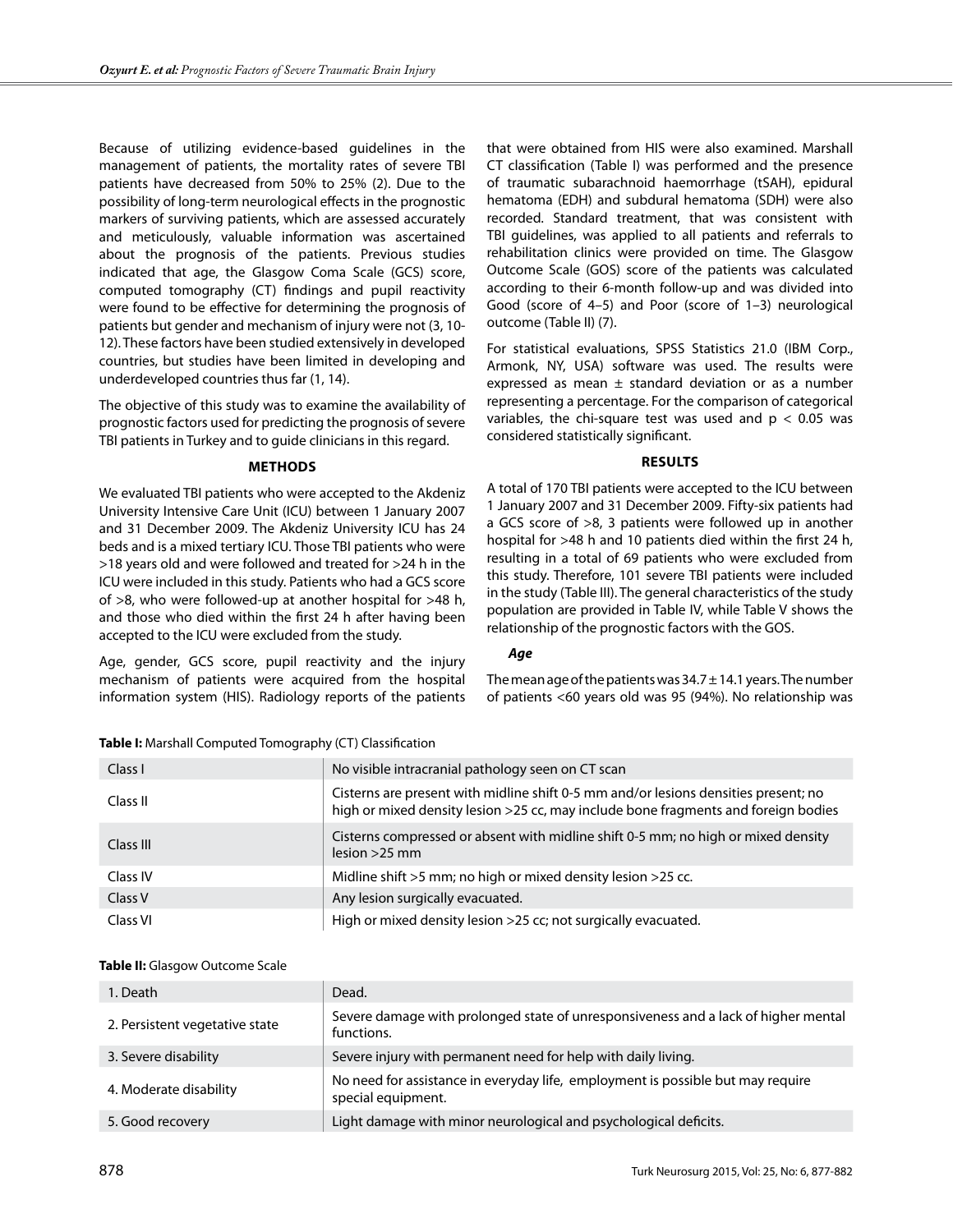Because of utilizing evidence-based guidelines in the management of patients, the mortality rates of severe TBI patients have decreased from 50% to 25% (2). Due to the possibility of long-term neurological effects in the prognostic markers of surviving patients, which are assessed accurately and meticulously, valuable information was ascertained about the prognosis of the patients. Previous studies indicated that age, the Glasgow Coma Scale (GCS) score, computed tomography (CT) findings and pupil reactivity were found to be effective for determining the prognosis of patients but gender and mechanism of injury were not (3, 10-12). These factors have been studied extensively in developed countries, but studies have been limited in developing and underdeveloped countries thus far (1, 14).

The objective of this study was to examine the availability of prognostic factors used for predicting the prognosis of severe TBI patients in Turkey and to guide clinicians in this regard.

## METHODS

We evaluated TBI patients who were accepted to the Akdeniz University Intensive Care Unit (ICU) between 1 January 2007 and 31 December 2009. The Akdeniz University ICU has 24 beds and is a mixed tertiary ICU. Those TBI patients who were >18 years old and were followed and treated for >24 h in the ICU were included in this study. Patients who had a GCS score of >8, who were followed-up at another hospital for >48 h, and those who died within the first 24 h after having been accepted to the ICU were excluded from the study.

Age, gender, GCS score, pupil reactivity and the injury mechanism of patients were acquired from the hospital information system (HIS). Radiology reports of the patients that were obtained from HIS were also examined. Marshall CT classification (Table I) was performed and the presence of traumatic subarachnoid haemorrhage (tSAH), epidural hematoma (EDH) and subdural hematoma (SDH) were also recorded. Standard treatment, that was consistent with TBI guidelines, was applied to all patients and referrals to rehabilitation clinics were provided on time. The Glasgow Outcome Scale (GOS) score of the patients was calculated according to their 6-month follow-up and was divided into Good (score of 4–5) and Poor (score of 1–3) neurological outcome (Table II) (7).

For statistical evaluations, SPSS Statistics 21.0 (IBM Corp., Armonk, NY, USA) software was used. The results were expressed as mean ± standard deviation or as a number representing a percentage. For the comparison of categorical variables, the chi-square test was used and $p < 0.05$ was considered statistically significant.

## RESULTS

A total of 170 TBI patients were accepted to the ICU between 1 January 2007 and 31 December 2009. Fifty-six patients had a GCS score of >8, 3 patients were followed up in another hospital for >48 h and 10 patients died within the first 24 h, resulting in a total of 69 patients who were excluded from this study. Therefore, 101 severe TBI patients were included in the study (Table III). The general characteristics of the study population are provided in Table IV, while Table V shows the relationship of the prognostic factors with the GOS.

### *Age*

The mean age of the patients was 34.7 ± 14.1 years. The number of patients <60 years old was 95 (94%). No relationship was

**Table I:** Marshall Computed Tomography (CT) Classification

| | |
|---|---|
| Class I | No visible intracranial pathology seen on CT scan |
| Class II | Cisterns are present with midline shift 0-5 mm and/or lesions densities present; no high or mixed density lesion >25 cc, may include bone fragments and foreign bodies |
| Class III | Cisterns compressed or absent with midline shift 0-5 mm; no high or mixed density lesion >25 mm |
| Class IV | Midline shift >5 mm; no high or mixed density lesion >25 cc. |
| Class V | Any lesion surgically evacuated. |
| Class VI | High or mixed density lesion >25 cc; not surgically evacuated. |

**Table II:** Glasgow Outcome Scale

| | |
|---|---|
| 1. Death | Dead. |
| 2. Persistent vegetative state | Severe damage with prolonged state of unresponsiveness and a lack of higher mental functions. |
| 3. Severe disability | Severe injury with permanent need for help with daily living. |
| 4. Moderate disability | No need for assistance in everyday life, employment is possible but may require special equipment. |
| 5. Good recovery | Light damage with minor neurological and psychological deficits. |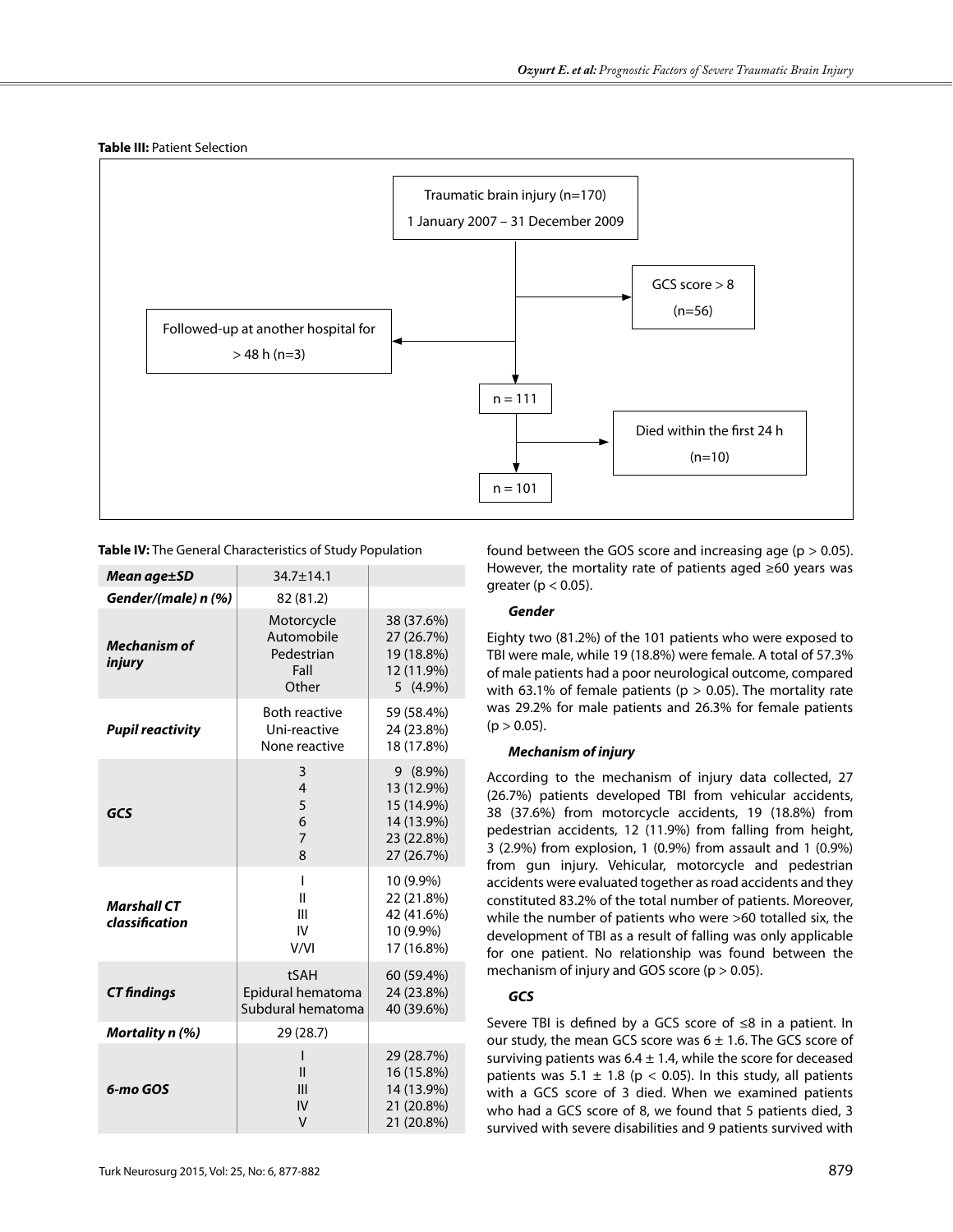**Table III:** Patient Selection

Traumatic brain injury (n=170)
1 January 2007 – 31 December 2009

→ GCS score > 8 (n=56)

→ Followed-up at another hospital for > 48 h (n=3)

n = 111

→ Died within the first 24 h (n=10)

n = 101

**Table IV:** The General Characteristics of Study Population

| | | |
|---|---|---|
| ***Mean age±SD*** | 34.7±14.1 | |
| ***Gender/(male) n (%)*** | 82 (81.2) | |
| ***Mechanism of injury*** | Motorcycle | 38 (37.6%) |
| | Automobile | 27 (26.7%) |
| | Pedestrian | 19 (18.8%) |
| | Fall | 12 (11.9%) |
| | Other | 5 (4.9%) |
| ***Pupil reactivity*** | Both reactive | 59 (58.4%) |
| | Uni-reactive | 24 (23.8%) |
| | None reactive | 18 (17.8%) |
| ***GCS*** | 3 | 9 (8.9%) |
| | 4 | 13 (12.9%) |
| | 5 | 15 (14.9%) |
| | 6 | 14 (13.9%) |
| | 7 | 23 (22.8%) |
| | 8 | 27 (26.7%) |
| ***Marshall CT classification*** | I | 10 (9.9%) |
| | II | 22 (21.8%) |
| | III | 42 (41.6%) |
| | IV | 10 (9.9%) |
| | V/VI | 17 (16.8%) |
| ***CT findings*** | tSAH | 60 (59.4%) |
| | Epidural hematoma | 24 (23.8%) |
| | Subdural hematoma | 40 (39.6%) |
| ***Mortality n (%)*** | 29 (28.7) | |
| ***6-mo GOS*** | I | 29 (28.7%) |
| | II | 16 (15.8%) |
| | III | 14 (13.9%) |
| | IV | 21 (20.8%) |
| | V | 21 (20.8%) |

found between the GOS score and increasing age ($p > 0.05$). However, the mortality rate of patients aged ≥60 years was greater ($p < 0.05$).

***Gender***

Eighty two (81.2%) of the 101 patients who were exposed to TBI were male, while 19 (18.8%) were female. A total of 57.3% of male patients had a poor neurological outcome, compared with 63.1% of female patients ($p > 0.05$). The mortality rate was 29.2% for male patients and 26.3% for female patients ($p > 0.05$).

***Mechanism of injury***

According to the mechanism of injury data collected, 27 (26.7%) patients developed TBI from vehicular accidents, 38 (37.6%) from motorcycle accidents, 19 (18.8%) from pedestrian accidents, 12 (11.9%) from falling from height, 3 (2.9%) from explosion, 1 (0.9%) from assault and 1 (0.9%) from gun injury. Vehicular, motorcycle and pedestrian accidents were evaluated together as road accidents and they constituted 83.2% of the total number of patients. Moreover, while the number of patients who were >60 totalled six, the development of TBI as a result of falling was only applicable for one patient. No relationship was found between the mechanism of injury and GOS score ($p > 0.05$).

***GCS***

Severe TBI is defined by a GCS score of ≤8 in a patient. In our study, the mean GCS score was $6 \pm 1.6$. The GCS score of surviving patients was $6.4 \pm 1.4$, while the score for deceased patients was $5.1 \pm 1.8$ ($p < 0.05$). In this study, all patients with a GCS score of 3 died. When we examined patients who had a GCS score of 8, we found that 5 patients died, 3 survived with severe disabilities and 9 patients survived with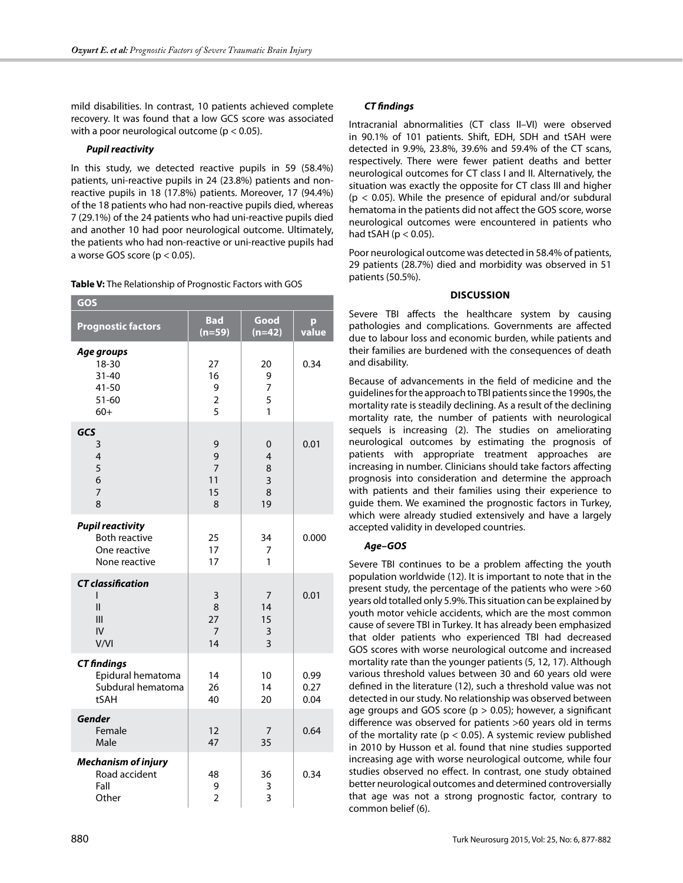mild disabilities. In contrast, 10 patients achieved complete recovery. It was found that a low GCS score was associated with a poor neurological outcome ($p < 0.05$).

### *Pupil reactivity*

In this study, we detected reactive pupils in 59 (58.4%) patients, uni-reactive pupils in 24 (23.8%) patients and non-reactive pupils in 18 (17.8%) patients. Moreover, 17 (94.4%) of the 18 patients who had non-reactive pupils died, whereas 7 (29.1%) of the 24 patients who had uni-reactive pupils died and another 10 had poor neurological outcome. Ultimately, the patients who had non-reactive or uni-reactive pupils had a worse GOS score ($p < 0.05$).

**Table V:** The Relationship of Prognostic Factors with GOS

| GOS | | | |
|---|---|---|---|
| **Prognostic factors** | **Bad (n=59)** | **Good (n=42)** | **p value** |
| ***Age groups*** | | | |
| 18-30 | 27 | 20 | 0.34 |
| 31-40 | 16 | 9 | |
| 41-50 | 9 | 7 | |
| 51-60 | 2 | 5 | |
| 60+ | 5 | 1 | |
| ***GCS*** | | | |
| 3 | 9 | 0 | 0.01 |
| 4 | 9 | 4 | |
| 5 | 7 | 8 | |
| 6 | 11 | 3 | |
| 7 | 15 | 8 | |
| 8 | 8 | 19 | |
| ***Pupil reactivity*** | | | |
| Both reactive | 25 | 34 | 0.000 |
| One reactive | 17 | 7 | |
| None reactive | 17 | 1 | |
| ***CT classification*** | | | |
| I | 3 | 7 | 0.01 |
| II | 8 | 14 | |
| III | 27 | 15 | |
| IV | 7 | 3 | |
| V/VI | 14 | 3 | |
| ***CT findings*** | | | |
| Epidural hematoma | 14 | 10 | 0.99 |
| Subdural hematoma | 26 | 14 | 0.27 |
| tSAH | 40 | 20 | 0.04 |
| ***Gender*** | | | |
| Female | 12 | 7 | 0.64 |
| Male | 47 | 35 | |
| ***Mechanism of injury*** | | | |
| Road accident | 48 | 36 | 0.34 |
| Fall | 9 | 3 | |
| Other | 2 | 3 | |

### *CT findings*

Intracranial abnormalities (CT class II–VI) were observed in 90.1% of 101 patients. Shift, EDH, SDH and tSAH were detected in 9.9%, 23.8%, 39.6% and 59.4% of the CT scans, respectively. There were fewer patient deaths and better neurological outcomes for CT class I and II. Alternatively, the situation was exactly the opposite for CT class III and higher ($p < 0.05$). While the presence of epidural and/or subdural hematoma in the patients did not affect the GOS score, worse neurological outcomes were encountered in patients who had tSAH ($p < 0.05$).

Poor neurological outcome was detected in 58.4% of patients, 29 patients (28.7%) died and morbidity was observed in 51 patients (50.5%).

## DISCUSSION

Severe TBI affects the healthcare system by causing pathologies and complications. Governments are affected due to labour loss and economic burden, while patients and their families are burdened with the consequences of death and disability.

Because of advancements in the field of medicine and the guidelines for the approach to TBI patients since the 1990s, the mortality rate is steadily declining. As a result of the declining mortality rate, the number of patients with neurological sequels is increasing (2). The studies on ameliorating neurological outcomes by estimating the prognosis of patients with appropriate treatment approaches are increasing in number. Clinicians should take factors affecting prognosis into consideration and determine the approach with patients and their families using their experience to guide them. We examined the prognostic factors in Turkey, which were already studied extensively and have a largely accepted validity in developed countries.

### *Age–GOS*

Severe TBI continues to be a problem affecting the youth population worldwide (12). It is important to note that in the present study, the percentage of the patients who were >60 years old totalled only 5.9%. This situation can be explained by youth motor vehicle accidents, which are the most common cause of severe TBI in Turkey. It has already been emphasized that older patients who experienced TBI had decreased GOS scores with worse neurological outcome and increased mortality rate than the younger patients (5, 12, 17). Although various threshold values between 30 and 60 years old were defined in the literature (12), such a threshold value was not detected in our study. No relationship was observed between age groups and GOS score ($p > 0.05$); however, a significant difference was observed for patients >60 years old in terms of the mortality rate ($p < 0.05$). A systemic review published in 2010 by Husson et al. found that nine studies supported increasing age with worse neurological outcome, while four studies observed no effect. In contrast, one study obtained better neurological outcomes and determined controversially that age was not a strong prognostic factor, contrary to common belief (6).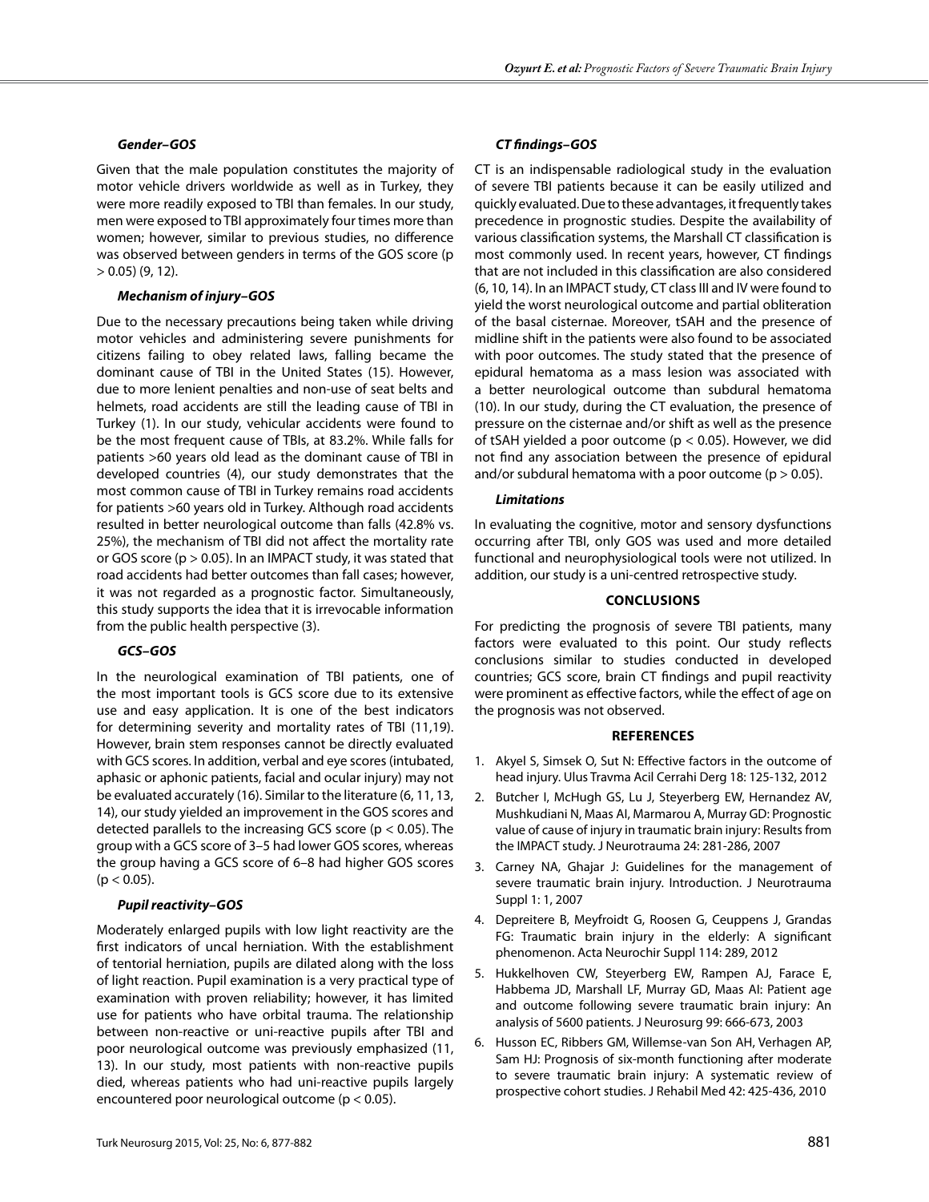#### *Gender–GOS*

Given that the male population constitutes the majority of motor vehicle drivers worldwide as well as in Turkey, they were more readily exposed to TBI than females. In our study, men were exposed to TBI approximately four times more than women; however, similar to previous studies, no difference was observed between genders in terms of the GOS score ($p > 0.05$) (9, 12).

#### *Mechanism of injury–GOS*

Due to the necessary precautions being taken while driving motor vehicles and administering severe punishments for citizens failing to obey related laws, falling became the dominant cause of TBI in the United States (15). However, due to more lenient penalties and non-use of seat belts and helmets, road accidents are still the leading cause of TBI in Turkey (1). In our study, vehicular accidents were found to be the most frequent cause of TBIs, at 83.2%. While falls for patients >60 years old lead as the dominant cause of TBI in developed countries (4), our study demonstrates that the most common cause of TBI in Turkey remains road accidents for patients >60 years old in Turkey. Although road accidents resulted in better neurological outcome than falls (42.8% vs. 25%), the mechanism of TBI did not affect the mortality rate or GOS score ($p > 0.05$). In an IMPACT study, it was stated that road accidents had better outcomes than fall cases; however, it was not regarded as a prognostic factor. Simultaneously, this study supports the idea that it is irrevocable information from the public health perspective (3).

#### *GCS–GOS*

In the neurological examination of TBI patients, one of the most important tools is GCS score due to its extensive use and easy application. It is one of the best indicators for determining severity and mortality rates of TBI (11,19). However, brain stem responses cannot be directly evaluated with GCS scores. In addition, verbal and eye scores (intubated, aphasic or aphonic patients, facial and ocular injury) may not be evaluated accurately (16). Similar to the literature (6, 11, 13, 14), our study yielded an improvement in the GOS scores and detected parallels to the increasing GCS score ($p < 0.05$). The group with a GCS score of 3–5 had lower GOS scores, whereas the group having a GCS score of 6–8 had higher GOS scores ($p < 0.05$).

#### *Pupil reactivity–GOS*

Moderately enlarged pupils with low light reactivity are the first indicators of uncal herniation. With the establishment of tentorial herniation, pupils are dilated along with the loss of light reaction. Pupil examination is a very practical type of examination with proven reliability; however, it has limited use for patients who have orbital trauma. The relationship between non-reactive or uni-reactive pupils after TBI and poor neurological outcome was previously emphasized (11, 13). In our study, most patients with non-reactive pupils died, whereas patients who had uni-reactive pupils largely encountered poor neurological outcome ($p < 0.05$).

#### *CT findings–GOS*

CT is an indispensable radiological study in the evaluation of severe TBI patients because it can be easily utilized and quickly evaluated. Due to these advantages, it frequently takes precedence in prognostic studies. Despite the availability of various classification systems, the Marshall CT classification is most commonly used. In recent years, however, CT findings that are not included in this classification are also considered (6, 10, 14). In an IMPACT study, CT class III and IV were found to yield the worst neurological outcome and partial obliteration of the basal cisternae. Moreover, tSAH and the presence of midline shift in the patients were also found to be associated with poor outcomes. The study stated that the presence of epidural hematoma as a mass lesion was associated with a better neurological outcome than subdural hematoma (10). In our study, during the CT evaluation, the presence of pressure on the cisternae and/or shift as well as the presence of tSAH yielded a poor outcome ($p < 0.05$). However, we did not find any association between the presence of epidural and/or subdural hematoma with a poor outcome ($p > 0.05$).

#### *Limitations*

In evaluating the cognitive, motor and sensory dysfunctions occurring after TBI, only GOS was used and more detailed functional and neurophysiological tools were not utilized. In addition, our study is a uni-centred retrospective study.

## CONCLUSIONS

For predicting the prognosis of severe TBI patients, many factors were evaluated to this point. Our study reflects conclusions similar to studies conducted in developed countries; GCS score, brain CT findings and pupil reactivity were prominent as effective factors, while the effect of age on the prognosis was not observed.

## REFERENCES

1. Akyel S, Simsek O, Sut N: Effective factors in the outcome of head injury. Ulus Travma Acil Cerrahi Derg 18: 125-132, 2012
2. Butcher I, McHugh GS, Lu J, Steyerberg EW, Hernandez AV, Mushkudiani N, Maas AI, Marmarou A, Murray GD: Prognostic value of cause of injury in traumatic brain injury: Results from the IMPACT study. J Neurotrauma 24: 281-286, 2007
3. Carney NA, Ghajar J: Guidelines for the management of severe traumatic brain injury. Introduction. J Neurotrauma Suppl 1: 1, 2007
4. Depreitere B, Meyfroidt G, Roosen G, Ceuppens J, Grandas FG: Traumatic brain injury in the elderly: A significant phenomenon. Acta Neurochir Suppl 114: 289, 2012
5. Hukkelhoven CW, Steyerberg EW, Rampen AJ, Farace E, Habbema JD, Marshall LF, Murray GD, Maas AI: Patient age and outcome following severe traumatic brain injury: An analysis of 5600 patients. J Neurosurg 99: 666-673, 2003
6. Husson EC, Ribbers GM, Willemse-van Son AH, Verhagen AP, Sam HJ: Prognosis of six-month functioning after moderate to severe traumatic brain injury: A systematic review of prospective cohort studies. J Rehabil Med 42: 425-436, 2010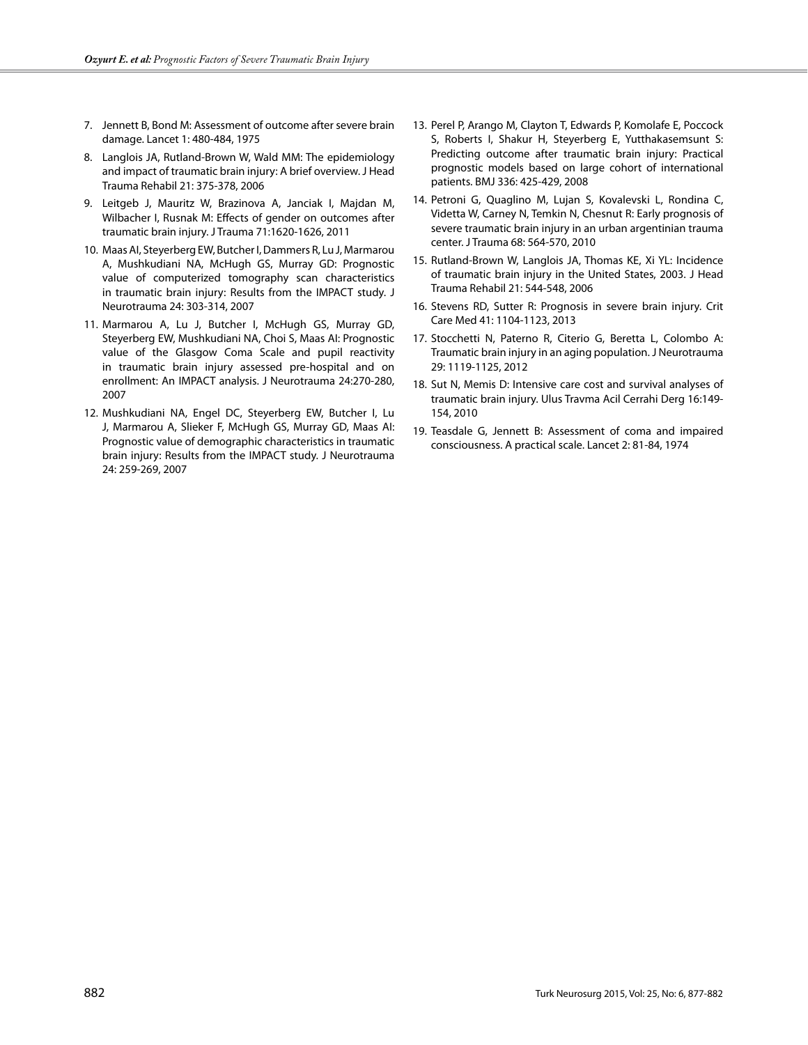7. Jennett B, Bond M: Assessment of outcome after severe brain damage. Lancet 1: 480-484, 1975
8. Langlois JA, Rutland-Brown W, Wald MM: The epidemiology and impact of traumatic brain injury: A brief overview. J Head Trauma Rehabil 21: 375-378, 2006
9. Leitgeb J, Mauritz W, Brazinova A, Janciak I, Majdan M, Wilbacher I, Rusnak M: Effects of gender on outcomes after traumatic brain injury. J Trauma 71:1620-1626, 2011
10. Maas AI, Steyerberg EW, Butcher I, Dammers R, Lu J, Marmarou A, Mushkudiani NA, McHugh GS, Murray GD: Prognostic value of computerized tomography scan characteristics in traumatic brain injury: Results from the IMPACT study. J Neurotrauma 24: 303-314, 2007
11. Marmarou A, Lu J, Butcher I, McHugh GS, Murray GD, Steyerberg EW, Mushkudiani NA, Choi S, Maas AI: Prognostic value of the Glasgow Coma Scale and pupil reactivity in traumatic brain injury assessed pre-hospital and on enrollment: An IMPACT analysis. J Neurotrauma 24:270-280, 2007
12. Mushkudiani NA, Engel DC, Steyerberg EW, Butcher I, Lu J, Marmarou A, Slieker F, McHugh GS, Murray GD, Maas AI: Prognostic value of demographic characteristics in traumatic brain injury: Results from the IMPACT study. J Neurotrauma 24: 259-269, 2007
13. Perel P, Arango M, Clayton T, Edwards P, Komolafe E, Poccock S, Roberts I, Shakur H, Steyerberg E, Yutthakasemsunt S: Predicting outcome after traumatic brain injury: Practical prognostic models based on large cohort of international patients. BMJ 336: 425-429, 2008
14. Petroni G, Quaglino M, Lujan S, Kovalevski L, Rondina C, Videtta W, Carney N, Temkin N, Chesnut R: Early prognosis of severe traumatic brain injury in an urban argentinian trauma center. J Trauma 68: 564-570, 2010
15. Rutland-Brown W, Langlois JA, Thomas KE, Xi YL: Incidence of traumatic brain injury in the United States, 2003. J Head Trauma Rehabil 21: 544-548, 2006
16. Stevens RD, Sutter R: Prognosis in severe brain injury. Crit Care Med 41: 1104-1123, 2013
17. Stocchetti N, Paterno R, Citerio G, Beretta L, Colombo A: Traumatic brain injury in an aging population. J Neurotrauma 29: 1119-1125, 2012
18. Sut N, Memis D: Intensive care cost and survival analyses of traumatic brain injury. Ulus Travma Acil Cerrahi Derg 16:149-154, 2010
19. Teasdale G, Jennett B: Assessment of coma and impaired consciousness. A practical scale. Lancet 2: 81-84, 1974